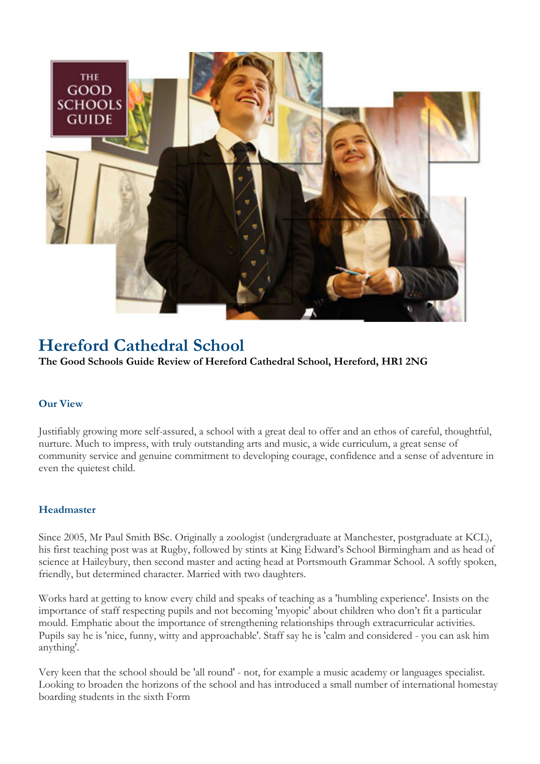# Hereford Cathedral School

**The Good Schools Guide Review of Hereford Cathedral School, Hereford, HR1 2NG**

## Our View

Justifiably growing more self-assured, a school with a great deal to offer and an ethos of careful, thoughtful, nurture. Much to impress, with truly outstanding arts and music, a wide curriculum, a great sense of community service and genuine commitment to developing courage, confidence and a sense of adventure in even the quietest child.

## Headmaster

Since 2005, Mr Paul Smith BSc. Originally a zoologist (undergraduate at Manchester, postgraduate at KCL), his first teaching post was at Rugby, followed by stints at King Edward's School Birmingham and as head of science at Haileybury, then second master and acting head at Portsmouth Grammar School. A softly spoken, friendly, but determined character. Married with two daughters.

Works hard at getting to know every child and speaks of teaching as a 'humbling experience'. Insists on the importance of staff respecting pupils and not becoming 'myopic' about children who don't fit a particular mould. Emphatic about the importance of strengthening relationships through extracurricular activities. Pupils say he is 'nice, funny, witty and approachable'. Staff say he is 'calm and considered - you can ask him anything'.

Very keen that the school should be 'all round' - not, for example a music academy or languages specialist. Looking to broaden the horizons of the school and has introduced a small number of international homestay boarding students in the sixth Form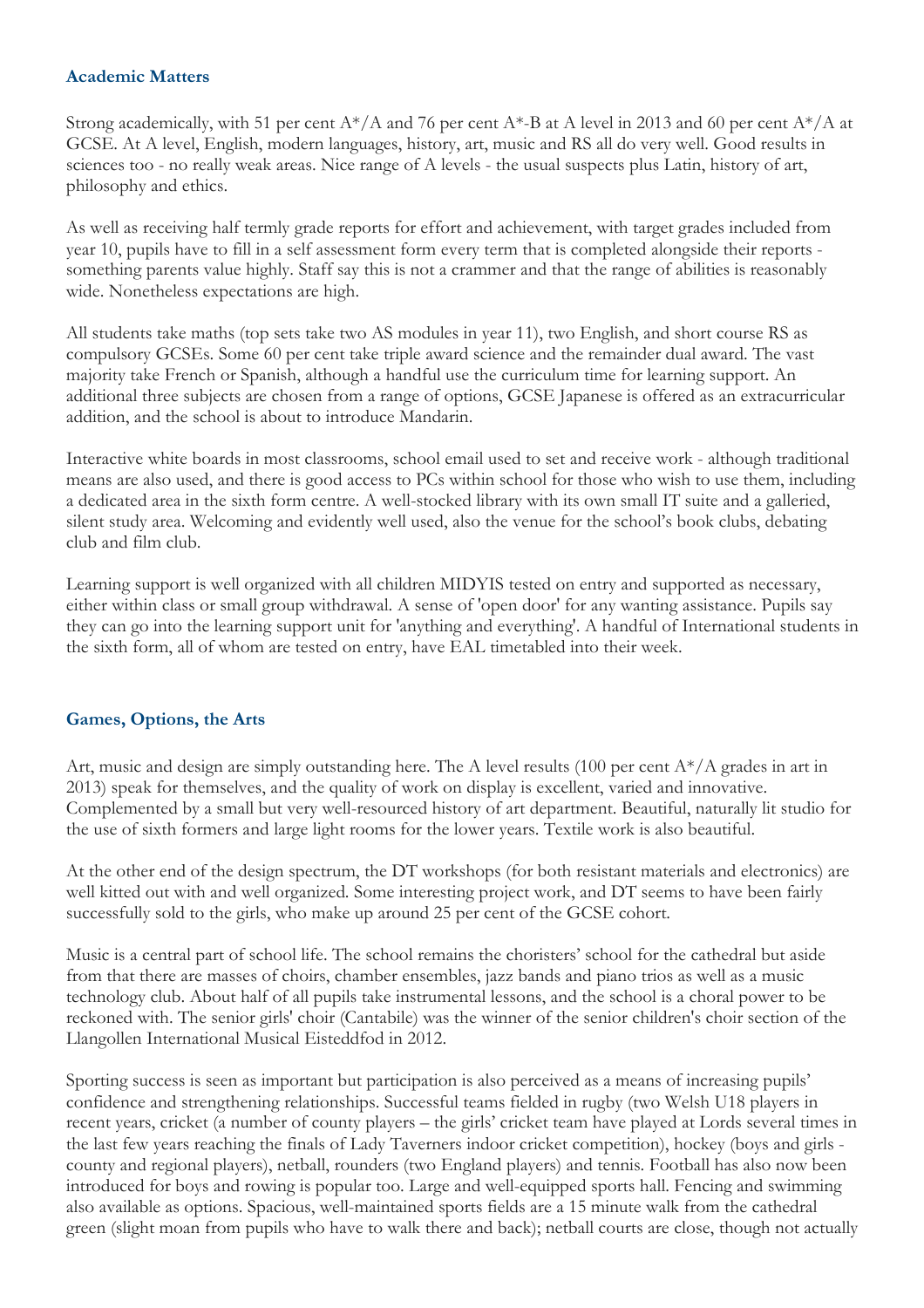### Academic Matters

Strong academically, with 51 per cent A*/A and 76 per cent A*-B at A level in 2013 and 60 per cent A*/A at GCSE. At A level, English, modern languages, history, art, music and RS all do very well. Good results in sciences too - no really weak areas. Nice range of A levels - the usual suspects plus Latin, history of art, philosophy and ethics.

As well as receiving half termly grade reports for effort and achievement, with target grades included from year 10, pupils have to fill in a self assessment form every term that is completed alongside their reports - something parents value highly. Staff say this is not a crammer and that the range of abilities is reasonably wide. Nonetheless expectations are high.

All students take maths (top sets take two AS modules in year 11), two English, and short course RS as compulsory GCSEs. Some 60 per cent take triple award science and the remainder dual award. The vast majority take French or Spanish, although a handful use the curriculum time for learning support. An additional three subjects are chosen from a range of options, GCSE Japanese is offered as an extracurricular addition, and the school is about to introduce Mandarin.

Interactive white boards in most classrooms, school email used to set and receive work - although traditional means are also used, and there is good access to PCs within school for those who wish to use them, including a dedicated area in the sixth form centre. A well-stocked library with its own small IT suite and a galleried, silent study area. Welcoming and evidently well used, also the venue for the school's book clubs, debating club and film club.

Learning support is well organized with all children MIDYIS tested on entry and supported as necessary, either within class or small group withdrawal. A sense of 'open door' for any wanting assistance. Pupils say they can go into the learning support unit for 'anything and everything'. A handful of International students in the sixth form, all of whom are tested on entry, have EAL timetabled into their week.

### Games, Options, the Arts

Art, music and design are simply outstanding here. The A level results (100 per cent A*/A grades in art in 2013) speak for themselves, and the quality of work on display is excellent, varied and innovative. Complemented by a small but very well-resourced history of art department. Beautiful, naturally lit studio for the use of sixth formers and large light rooms for the lower years. Textile work is also beautiful.

At the other end of the design spectrum, the DT workshops (for both resistant materials and electronics) are well kitted out with and well organized. Some interesting project work, and DT seems to have been fairly successfully sold to the girls, who make up around 25 per cent of the GCSE cohort.

Music is a central part of school life. The school remains the choristers' school for the cathedral but aside from that there are masses of choirs, chamber ensembles, jazz bands and piano trios as well as a music technology club. About half of all pupils take instrumental lessons, and the school is a choral power to be reckoned with. The senior girls' choir (Cantabile) was the winner of the senior children's choir section of the Llangollen International Musical Eisteddfod in 2012.

Sporting success is seen as important but participation is also perceived as a means of increasing pupils' confidence and strengthening relationships. Successful teams fielded in rugby (two Welsh U18 players in recent years, cricket (a number of county players – the girls' cricket team have played at Lords several times in the last few years reaching the finals of Lady Taverners indoor cricket competition), hockey (boys and girls - county and regional players), netball, rounders (two England players) and tennis. Football has also now been introduced for boys and rowing is popular too. Large and well-equipped sports hall. Fencing and swimming also available as options. Spacious, well-maintained sports fields are a 15 minute walk from the cathedral green (slight moan from pupils who have to walk there and back); netball courts are close, though not actually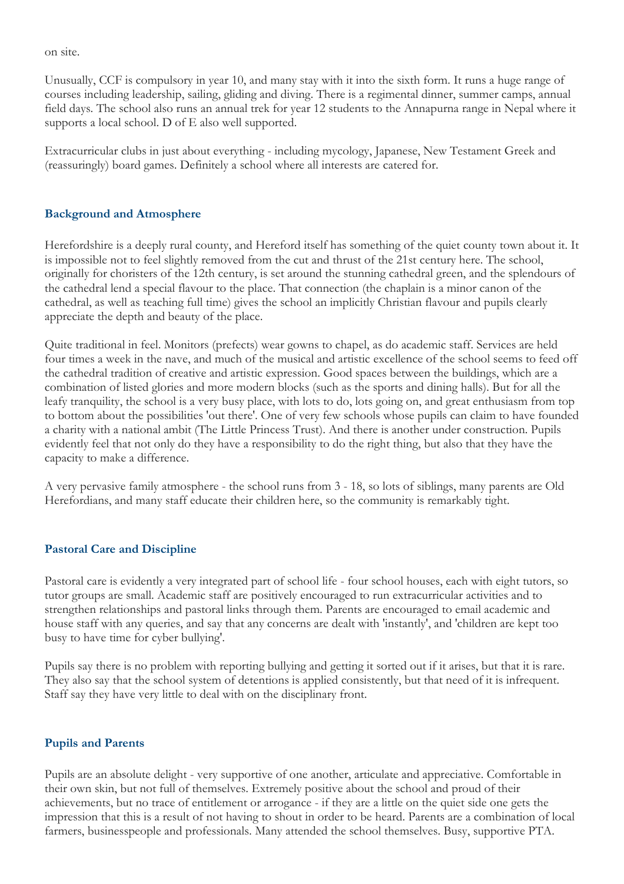on site.

Unusually, CCF is compulsory in year 10, and many stay with it into the sixth form. It runs a huge range of courses including leadership, sailing, gliding and diving. There is a regimental dinner, summer camps, annual field days. The school also runs an annual trek for year 12 students to the Annapurna range in Nepal where it supports a local school. D of E also well supported.

Extracurricular clubs in just about everything - including mycology, Japanese, New Testament Greek and (reassuringly) board games. Definitely a school where all interests are catered for.

### Background and Atmosphere

Herefordshire is a deeply rural county, and Hereford itself has something of the quiet county town about it. It is impossible not to feel slightly removed from the cut and thrust of the 21st century here. The school, originally for choristers of the 12th century, is set around the stunning cathedral green, and the splendours of the cathedral lend a special flavour to the place. That connection (the chaplain is a minor canon of the cathedral, as well as teaching full time) gives the school an implicitly Christian flavour and pupils clearly appreciate the depth and beauty of the place.

Quite traditional in feel. Monitors (prefects) wear gowns to chapel, as do academic staff. Services are held four times a week in the nave, and much of the musical and artistic excellence of the school seems to feed off the cathedral tradition of creative and artistic expression. Good spaces between the buildings, which are a combination of listed glories and more modern blocks (such as the sports and dining halls). But for all the leafy tranquility, the school is a very busy place, with lots to do, lots going on, and great enthusiasm from top to bottom about the possibilities 'out there'. One of very few schools whose pupils can claim to have founded a charity with a national ambit (The Little Princess Trust). And there is another under construction. Pupils evidently feel that not only do they have a responsibility to do the right thing, but also that they have the capacity to make a difference.

A very pervasive family atmosphere - the school runs from 3 - 18, so lots of siblings, many parents are Old Herefordians, and many staff educate their children here, so the community is remarkably tight.

### Pastoral Care and Discipline

Pastoral care is evidently a very integrated part of school life - four school houses, each with eight tutors, so tutor groups are small. Academic staff are positively encouraged to run extracurricular activities and to strengthen relationships and pastoral links through them. Parents are encouraged to email academic and house staff with any queries, and say that any concerns are dealt with 'instantly', and 'children are kept too busy to have time for cyber bullying'.

Pupils say there is no problem with reporting bullying and getting it sorted out if it arises, but that it is rare. They also say that the school system of detentions is applied consistently, but that need of it is infrequent. Staff say they have very little to deal with on the disciplinary front.

### Pupils and Parents

Pupils are an absolute delight - very supportive of one another, articulate and appreciative. Comfortable in their own skin, but not full of themselves. Extremely positive about the school and proud of their achievements, but no trace of entitlement or arrogance - if they are a little on the quiet side one gets the impression that this is a result of not having to shout in order to be heard. Parents are a combination of local farmers, businesspeople and professionals. Many attended the school themselves. Busy, supportive PTA.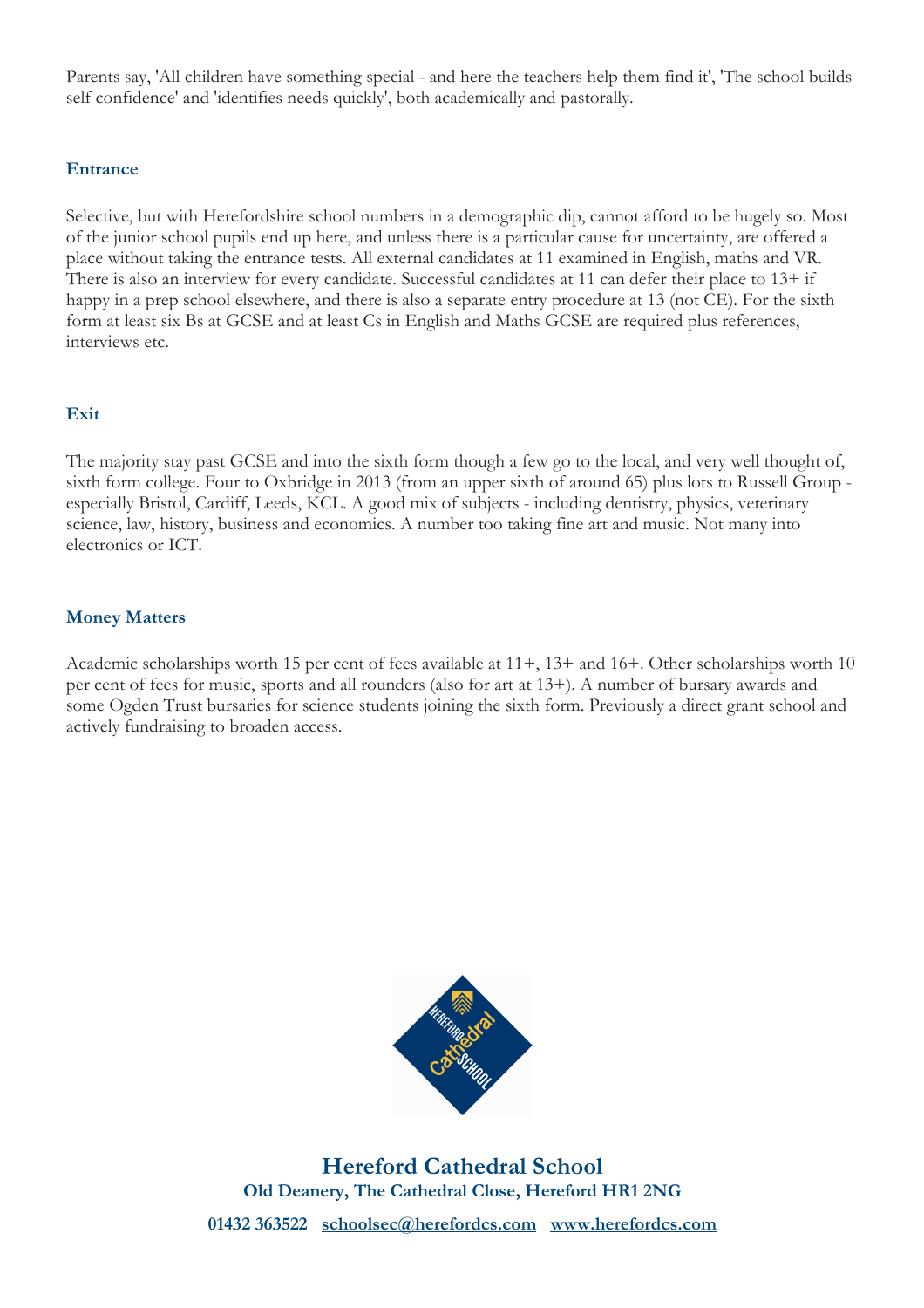Parents say, 'All children have something special - and here the teachers help them find it', 'The school builds self confidence' and 'identifies needs quickly', both academically and pastorally.

### Entrance

Selective, but with Herefordshire school numbers in a demographic dip, cannot afford to be hugely so. Most of the junior school pupils end up here, and unless there is a particular cause for uncertainty, are offered a place without taking the entrance tests. All external candidates at 11 examined in English, maths and VR. There is also an interview for every candidate. Successful candidates at 11 can defer their place to 13+ if happy in a prep school elsewhere, and there is also a separate entry procedure at 13 (not CE). For the sixth form at least six Bs at GCSE and at least Cs in English and Maths GCSE are required plus references, interviews etc.

### Exit

The majority stay past GCSE and into the sixth form though a few go to the local, and very well thought of, sixth form college. Four to Oxbridge in 2013 (from an upper sixth of around 65) plus lots to Russell Group - especially Bristol, Cardiff, Leeds, KCL. A good mix of subjects - including dentistry, physics, veterinary science, law, history, business and economics. A number too taking fine art and music. Not many into electronics or ICT.

### Money Matters

Academic scholarships worth 15 per cent of fees available at 11+, 13+ and 16+. Other scholarships worth 10 per cent of fees for music, sports and all rounders (also for art at 13+). A number of bursary awards and some Ogden Trust bursaries for science students joining the sixth form. Previously a direct grant school and actively fundraising to broaden access.

**Hereford Cathedral School**
**Old Deanery, The Cathedral Close, Hereford HR1 2NG**

**01432 363522 schoolsec@herefordcs.com www.herefordcs.com**